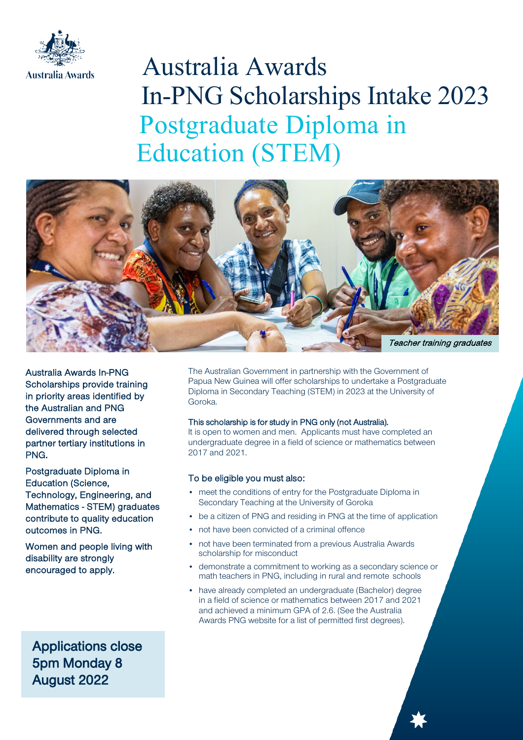Australia Awards

# Australia Awards In-PNG Scholarships Intake 2023

## Postgraduate Diploma in Education (STEM)

*Teacher training graduates*

Australia Awards In-PNG Scholarships provide training in priority areas identified by the Australian and PNG Governments and are delivered through selected partner tertiary institutions in PNG.

Postgraduate Diploma in Education (Science, Technology, Engineering, and Mathematics - STEM) graduates contribute to quality education outcomes in PNG.

Women and people living with disability are strongly encouraged to apply.

The Australian Government in partnership with the Government of Papua New Guinea will offer scholarships to undertake a Postgraduate Diploma in Secondary Teaching (STEM) in 2023 at the University of Goroka.

This scholarship is for study in PNG only (not Australia).
It is open to women and men. Applicants must have completed an undergraduate degree in a field of science or mathematics between 2017 and 2021.

### To be eligible you must also:

- meet the conditions of entry for the Postgraduate Diploma in Secondary Teaching at the University of Goroka
- be a citizen of PNG and residing in PNG at the time of application
- not have been convicted of a criminal offence
- not have been terminated from a previous Australia Awards scholarship for misconduct
- demonstrate a commitment to working as a secondary science or math teachers in PNG, including in rural and remote schools
- have already completed an undergraduate (Bachelor) degree in a field of science or mathematics between 2017 and 2021 and achieved a minimum GPA of 2.6. (See the Australia Awards PNG website for a list of permitted first degrees).

**Applications close 5pm Monday 8 August 2022**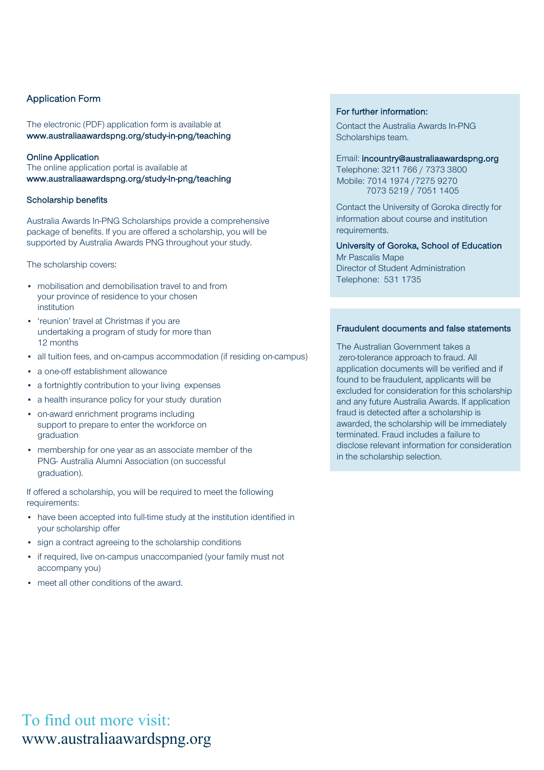## Application Form

The electronic (PDF) application form is available at
**www.australiaawardspng.org/study-in-png/teaching**

**Online Application**
The online application portal is available at
**www.australiaawardspng.org/study-In-png/teaching**

## Scholarship benefits

Australia Awards In-PNG Scholarships provide a comprehensive package of benefits. If you are offered a scholarship, you will be supported by Australia Awards PNG throughout your study.

The scholarship covers:

- mobilisation and demobilisation travel to and from your province of residence to your chosen institution
- 'reunion' travel at Christmas if you are undertaking a program of study for more than 12 months
- all tuition fees, and on-campus accommodation (if residing on-campus)
- a one-off establishment allowance
- a fortnightly contribution to your living expenses
- a health insurance policy for your study duration
- on-award enrichment programs including support to prepare to enter the workforce on graduation
- membership for one year as an associate member of the PNG- Australia Alumni Association (on successful graduation).

If offered a scholarship, you will be required to meet the following requirements:

- have been accepted into full-time study at the institution identified in your scholarship offer
- sign a contract agreeing to the scholarship conditions
- if required, live on-campus unaccompanied (your family must not accompany you)
- meet all other conditions of the award.

### For further information:

Contact the Australia Awards In-PNG Scholarships team.

Email: **incountry@australiaawardspng.org**
Telephone: 3211 766 / 7373 3800
Mobile: 7014 1974 /7275 9270
7073 5219 / 7051 1405

Contact the University of Goroka directly for information about course and institution requirements.

**University of Goroka, School of Education**
Mr Pascalis Mape
Director of Student Administration
Telephone: 531 1735

### Fraudulent documents and false statements

The Australian Government takes a zero-tolerance approach to fraud. All application documents will be verified and if found to be fraudulent, applicants will be excluded for consideration for this scholarship and any future Australia Awards. If application fraud is detected after a scholarship is awarded, the scholarship will be immediately terminated. Fraud includes a failure to disclose relevant information for consideration in the scholarship selection.

To find out more visit:
www.australiaawardspng.org